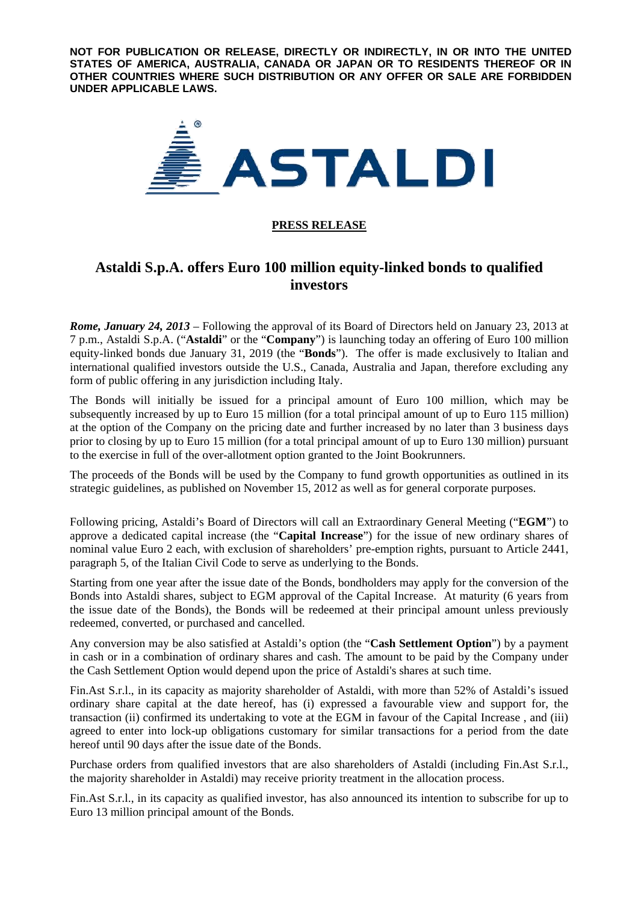**NOT FOR PUBLICATION OR RELEASE, DIRECTLY OR INDIRECTLY, IN OR INTO THE UNITED STATES OF AMERICA, AUSTRALIA, CANADA OR JAPAN OR TO RESIDENTS THEREOF OR IN OTHER COUNTRIES WHERE SUCH DISTRIBUTION OR ANY OFFER OR SALE ARE FORBIDDEN UNDER APPLICABLE LAWS.**

ASTALDI

**PRESS RELEASE**

# Astaldi S.p.A. offers Euro 100 million equity-linked bonds to qualified investors

***Rome, January 24, 2013*** – Following the approval of its Board of Directors held on January 23, 2013 at 7 p.m., Astaldi S.p.A. ("**Astaldi**" or the "**Company**") is launching today an offering of Euro 100 million equity-linked bonds due January 31, 2019 (the "**Bonds**"). The offer is made exclusively to Italian and international qualified investors outside the U.S., Canada, Australia and Japan, therefore excluding any form of public offering in any jurisdiction including Italy.

The Bonds will initially be issued for a principal amount of Euro 100 million, which may be subsequently increased by up to Euro 15 million (for a total principal amount of up to Euro 115 million) at the option of the Company on the pricing date and further increased by no later than 3 business days prior to closing by up to Euro 15 million (for a total principal amount of up to Euro 130 million) pursuant to the exercise in full of the over-allotment option granted to the Joint Bookrunners.

The proceeds of the Bonds will be used by the Company to fund growth opportunities as outlined in its strategic guidelines, as published on November 15, 2012 as well as for general corporate purposes.

Following pricing, Astaldi's Board of Directors will call an Extraordinary General Meeting ("**EGM**") to approve a dedicated capital increase (the "**Capital Increase**") for the issue of new ordinary shares of nominal value Euro 2 each, with exclusion of shareholders' pre-emption rights, pursuant to Article 2441, paragraph 5, of the Italian Civil Code to serve as underlying to the Bonds.

Starting from one year after the issue date of the Bonds, bondholders may apply for the conversion of the Bonds into Astaldi shares, subject to EGM approval of the Capital Increase. At maturity (6 years from the issue date of the Bonds), the Bonds will be redeemed at their principal amount unless previously redeemed, converted, or purchased and cancelled.

Any conversion may be also satisfied at Astaldi's option (the "**Cash Settlement Option**") by a payment in cash or in a combination of ordinary shares and cash. The amount to be paid by the Company under the Cash Settlement Option would depend upon the price of Astaldi's shares at such time.

Fin.Ast S.r.l., in its capacity as majority shareholder of Astaldi, with more than 52% of Astaldi's issued ordinary share capital at the date hereof, has (i) expressed a favourable view and support for, the transaction (ii) confirmed its undertaking to vote at the EGM in favour of the Capital Increase , and (iii) agreed to enter into lock-up obligations customary for similar transactions for a period from the date hereof until 90 days after the issue date of the Bonds.

Purchase orders from qualified investors that are also shareholders of Astaldi (including Fin.Ast S.r.l., the majority shareholder in Astaldi) may receive priority treatment in the allocation process.

Fin.Ast S.r.l., in its capacity as qualified investor, has also announced its intention to subscribe for up to Euro 13 million principal amount of the Bonds.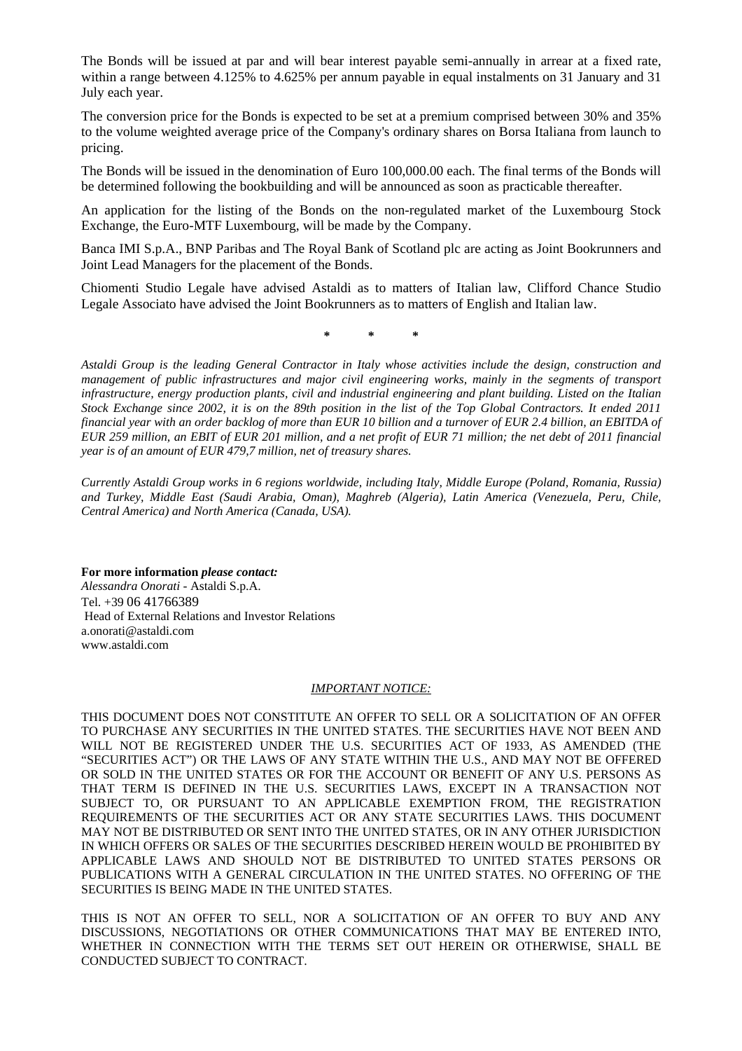The Bonds will be issued at par and will bear interest payable semi-annually in arrear at a fixed rate, within a range between 4.125% to 4.625% per annum payable in equal instalments on 31 January and 31 July each year.

The conversion price for the Bonds is expected to be set at a premium comprised between 30% and 35% to the volume weighted average price of the Company's ordinary shares on Borsa Italiana from launch to pricing.

The Bonds will be issued in the denomination of Euro 100,000.00 each. The final terms of the Bonds will be determined following the bookbuilding and will be announced as soon as practicable thereafter.

An application for the listing of the Bonds on the non-regulated market of the Luxembourg Stock Exchange, the Euro-MTF Luxembourg, will be made by the Company.

Banca IMI S.p.A., BNP Paribas and The Royal Bank of Scotland plc are acting as Joint Bookrunners and Joint Lead Managers for the placement of the Bonds.

Chiomenti Studio Legale have advised Astaldi as to matters of Italian law, Clifford Chance Studio Legale Associato have advised the Joint Bookrunners as to matters of English and Italian law.

\* \* \*

*Astaldi Group is the leading General Contractor in Italy whose activities include the design, construction and management of public infrastructures and major civil engineering works, mainly in the segments of transport infrastructure, energy production plants, civil and industrial engineering and plant building. Listed on the Italian Stock Exchange since 2002, it is on the 89th position in the list of the Top Global Contractors. It ended 2011 financial year with an order backlog of more than EUR 10 billion and a turnover of EUR 2.4 billion, an EBITDA of EUR 259 million, an EBIT of EUR 201 million, and a net profit of EUR 71 million; the net debt of 2011 financial year is of an amount of EUR 479,7 million, net of treasury shares.*

*Currently Astaldi Group works in 6 regions worldwide, including Italy, Middle Europe (Poland, Romania, Russia) and Turkey, Middle East (Saudi Arabia, Oman), Maghreb (Algeria), Latin America (Venezuela, Peru, Chile, Central America) and North America (Canada, USA).*

**For more information *please contact:***
*Alessandra Onorati* - Astaldi S.p.A.
Tel. +39 06 41766389
Head of External Relations and Investor Relations
a.onorati@astaldi.com
www.astaldi.com

*IMPORTANT NOTICE:*

THIS DOCUMENT DOES NOT CONSTITUTE AN OFFER TO SELL OR A SOLICITATION OF AN OFFER TO PURCHASE ANY SECURITIES IN THE UNITED STATES. THE SECURITIES HAVE NOT BEEN AND WILL NOT BE REGISTERED UNDER THE U.S. SECURITIES ACT OF 1933, AS AMENDED (THE "SECURITIES ACT") OR THE LAWS OF ANY STATE WITHIN THE U.S., AND MAY NOT BE OFFERED OR SOLD IN THE UNITED STATES OR FOR THE ACCOUNT OR BENEFIT OF ANY U.S. PERSONS AS THAT TERM IS DEFINED IN THE U.S. SECURITIES LAWS, EXCEPT IN A TRANSACTION NOT SUBJECT TO, OR PURSUANT TO AN APPLICABLE EXEMPTION FROM, THE REGISTRATION REQUIREMENTS OF THE SECURITIES ACT OR ANY STATE SECURITIES LAWS. THIS DOCUMENT MAY NOT BE DISTRIBUTED OR SENT INTO THE UNITED STATES, OR IN ANY OTHER JURISDICTION IN WHICH OFFERS OR SALES OF THE SECURITIES DESCRIBED HEREIN WOULD BE PROHIBITED BY APPLICABLE LAWS AND SHOULD NOT BE DISTRIBUTED TO UNITED STATES PERSONS OR PUBLICATIONS WITH A GENERAL CIRCULATION IN THE UNITED STATES. NO OFFERING OF THE SECURITIES IS BEING MADE IN THE UNITED STATES.

THIS IS NOT AN OFFER TO SELL, NOR A SOLICITATION OF AN OFFER TO BUY AND ANY DISCUSSIONS, NEGOTIATIONS OR OTHER COMMUNICATIONS THAT MAY BE ENTERED INTO, WHETHER IN CONNECTION WITH THE TERMS SET OUT HEREIN OR OTHERWISE, SHALL BE CONDUCTED SUBJECT TO CONTRACT.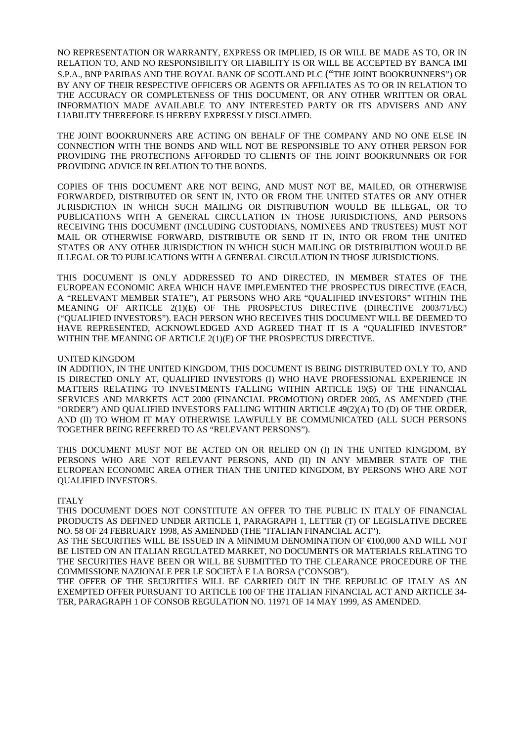NO REPRESENTATION OR WARRANTY, EXPRESS OR IMPLIED, IS OR WILL BE MADE AS TO, OR IN RELATION TO, AND NO RESPONSIBILITY OR LIABILITY IS OR WILL BE ACCEPTED BY BANCA IMI S.P.A., BNP PARIBAS AND THE ROYAL BANK OF SCOTLAND PLC ("THE JOINT BOOKRUNNERS") OR BY ANY OF THEIR RESPECTIVE OFFICERS OR AGENTS OR AFFILIATES AS TO OR IN RELATION TO THE ACCURACY OR COMPLETENESS OF THIS DOCUMENT, OR ANY OTHER WRITTEN OR ORAL INFORMATION MADE AVAILABLE TO ANY INTERESTED PARTY OR ITS ADVISERS AND ANY LIABILITY THEREFORE IS HEREBY EXPRESSLY DISCLAIMED.

THE JOINT BOOKRUNNERS ARE ACTING ON BEHALF OF THE COMPANY AND NO ONE ELSE IN CONNECTION WITH THE BONDS AND WILL NOT BE RESPONSIBLE TO ANY OTHER PERSON FOR PROVIDING THE PROTECTIONS AFFORDED TO CLIENTS OF THE JOINT BOOKRUNNERS OR FOR PROVIDING ADVICE IN RELATION TO THE BONDS.

COPIES OF THIS DOCUMENT ARE NOT BEING, AND MUST NOT BE, MAILED, OR OTHERWISE FORWARDED, DISTRIBUTED OR SENT IN, INTO OR FROM THE UNITED STATES OR ANY OTHER JURISDICTION IN WHICH SUCH MAILING OR DISTRIBUTION WOULD BE ILLEGAL, OR TO PUBLICATIONS WITH A GENERAL CIRCULATION IN THOSE JURISDICTIONS, AND PERSONS RECEIVING THIS DOCUMENT (INCLUDING CUSTODIANS, NOMINEES AND TRUSTEES) MUST NOT MAIL OR OTHERWISE FORWARD, DISTRIBUTE OR SEND IT IN, INTO OR FROM THE UNITED STATES OR ANY OTHER JURISDICTION IN WHICH SUCH MAILING OR DISTRIBUTION WOULD BE ILLEGAL OR TO PUBLICATIONS WITH A GENERAL CIRCULATION IN THOSE JURISDICTIONS.

THIS DOCUMENT IS ONLY ADDRESSED TO AND DIRECTED, IN MEMBER STATES OF THE EUROPEAN ECONOMIC AREA WHICH HAVE IMPLEMENTED THE PROSPECTUS DIRECTIVE (EACH, A "RELEVANT MEMBER STATE"), AT PERSONS WHO ARE "QUALIFIED INVESTORS" WITHIN THE MEANING OF ARTICLE 2(1)(E) OF THE PROSPECTUS DIRECTIVE (DIRECTIVE 2003/71/EC) ("QUALIFIED INVESTORS"). EACH PERSON WHO RECEIVES THIS DOCUMENT WILL BE DEEMED TO HAVE REPRESENTED, ACKNOWLEDGED AND AGREED THAT IT IS A "QUALIFIED INVESTOR" WITHIN THE MEANING OF ARTICLE 2(1)(E) OF THE PROSPECTUS DIRECTIVE.

UNITED KINGDOM

IN ADDITION, IN THE UNITED KINGDOM, THIS DOCUMENT IS BEING DISTRIBUTED ONLY TO, AND IS DIRECTED ONLY AT, QUALIFIED INVESTORS (I) WHO HAVE PROFESSIONAL EXPERIENCE IN MATTERS RELATING TO INVESTMENTS FALLING WITHIN ARTICLE 19(5) OF THE FINANCIAL SERVICES AND MARKETS ACT 2000 (FINANCIAL PROMOTION) ORDER 2005, AS AMENDED (THE "ORDER") AND QUALIFIED INVESTORS FALLING WITHIN ARTICLE 49(2)(A) TO (D) OF THE ORDER, AND (II) TO WHOM IT MAY OTHERWISE LAWFULLY BE COMMUNICATED (ALL SUCH PERSONS TOGETHER BEING REFERRED TO AS "RELEVANT PERSONS").

THIS DOCUMENT MUST NOT BE ACTED ON OR RELIED ON (I) IN THE UNITED KINGDOM, BY PERSONS WHO ARE NOT RELEVANT PERSONS, AND (II) IN ANY MEMBER STATE OF THE EUROPEAN ECONOMIC AREA OTHER THAN THE UNITED KINGDOM, BY PERSONS WHO ARE NOT QUALIFIED INVESTORS.

ITALY

THIS DOCUMENT DOES NOT CONSTITUTE AN OFFER TO THE PUBLIC IN ITALY OF FINANCIAL PRODUCTS AS DEFINED UNDER ARTICLE 1, PARAGRAPH 1, LETTER (T) OF LEGISLATIVE DECREE NO. 58 OF 24 FEBRUARY 1998, AS AMENDED (THE "ITALIAN FINANCIAL ACT").

AS THE SECURITIES WILL BE ISSUED IN A MINIMUM DENOMINATION OF €100,000 AND WILL NOT BE LISTED ON AN ITALIAN REGULATED MARKET, NO DOCUMENTS OR MATERIALS RELATING TO THE SECURITIES HAVE BEEN OR WILL BE SUBMITTED TO THE CLEARANCE PROCEDURE OF THE COMMISSIONE NAZIONALE PER LE SOCIETÀ E LA BORSA ("CONSOB").

THE OFFER OF THE SECURITIES WILL BE CARRIED OUT IN THE REPUBLIC OF ITALY AS AN EXEMPTED OFFER PURSUANT TO ARTICLE 100 OF THE ITALIAN FINANCIAL ACT AND ARTICLE 34-TER, PARAGRAPH 1 OF CONSOB REGULATION NO. 11971 OF 14 MAY 1999, AS AMENDED.